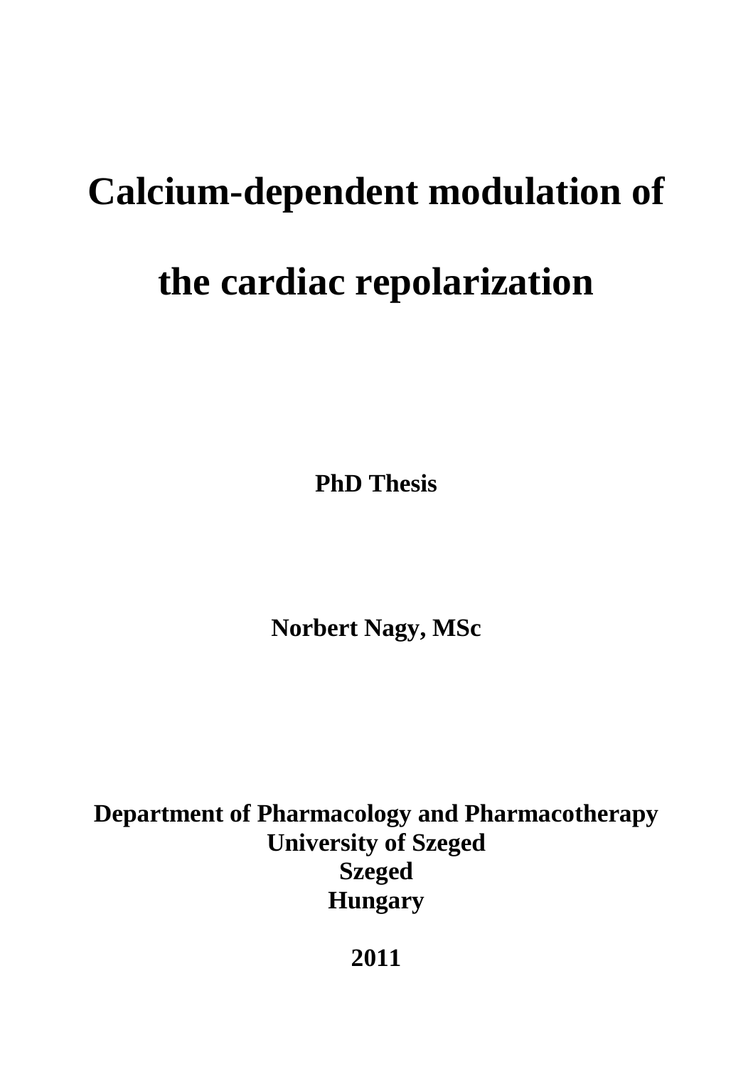# Calcium-dependent modulation of the cardiac repolarization

**PhD Thesis**

**Norbert Nagy, MSc**

**Department of Pharmacology and Pharmacotherapy**
**University of Szeged**
**Szeged**
**Hungary**

**2011**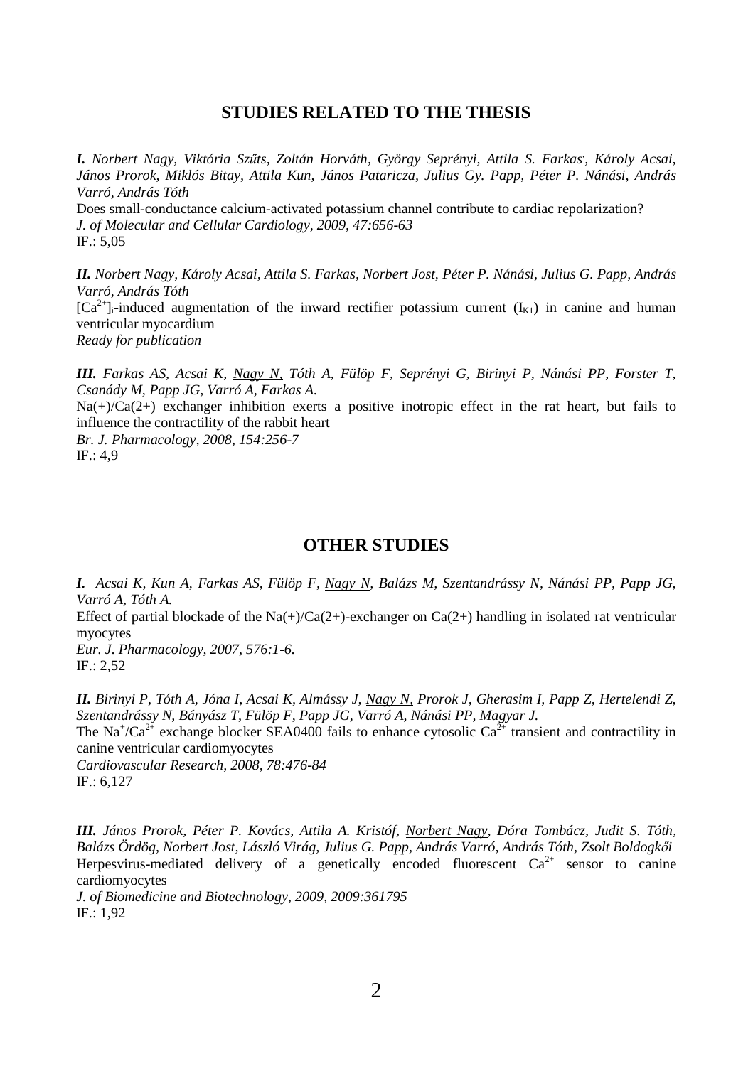## STUDIES RELATED TO THE THESIS

***I.*** *Norbert Nagy, Viktória Szűts, Zoltán Horváth, György Seprényi, Attila S. Farkas, Károly Acsai, János Prorok, Miklós Bitay, Attila Kun, János Pataricza, Julius Gy. Papp, Péter P. Nánási, András Varró, András Tóth*

Does small-conductance calcium-activated potassium channel contribute to cardiac repolarization?

*J. of Molecular and Cellular Cardiology, 2009, 47:656-63*

IF.: 5,05

***II.*** *Norbert Nagy, Károly Acsai, Attila S. Farkas, Norbert Jost, Péter P. Nánási, Julius G. Papp, András Varró, András Tóth*

$[Ca^{2+}]_i$-induced augmentation of the inward rectifier potassium current ($I_{K1}$) in canine and human ventricular myocardium

*Ready for publication*

***III.*** *Farkas AS, Acsai K, Nagy N, Tóth A, Fülöp F, Seprényi G, Birinyi P, Nánási PP, Forster T, Csanády M, Papp JG, Varró A, Farkas A.*

Na(+)/Ca(2+) exchanger inhibition exerts a positive inotropic effect in the rat heart, but fails to influence the contractility of the rabbit heart

*Br. J. Pharmacology, 2008, 154:256-7*

IF.: 4,9

## OTHER STUDIES

***I.*** *Acsai K, Kun A, Farkas AS, Fülöp F, Nagy N, Balázs M, Szentandrássy N, Nánási PP, Papp JG, Varró A, Tóth A.*

Effect of partial blockade of the Na(+)/Ca(2+)-exchanger on Ca(2+) handling in isolated rat ventricular myocytes

*Eur. J. Pharmacology, 2007, 576:1-6.*

IF.: 2,52

***II.*** *Birinyi P, Tóth A, Jóna I, Acsai K, Almássy J, Nagy N, Prorok J, Gherasim I, Papp Z, Hertelendi Z, Szentandrássy N, Bányász T, Fülöp F, Papp JG, Varró A, Nánási PP, Magyar J.*

The $Na^+/Ca^{2+}$ exchange blocker SEA0400 fails to enhance cytosolic $Ca^{2+}$ transient and contractility in canine ventricular cardiomyocytes

*Cardiovascular Research, 2008, 78:476-84*

IF.: 6,127

***III.*** *János Prorok, Péter P. Kovács, Attila A. Kristóf, Norbert Nagy, Dóra Tombácz, Judit S. Tóth, Balázs Ördög, Norbert Jost, László Virág, Julius G. Papp, András Varró, András Tóth, Zsolt Boldogkői*

Herpesvirus-mediated delivery of a genetically encoded fluorescent $Ca^{2+}$ sensor to canine cardiomyocytes

*J. of Biomedicine and Biotechnology, 2009, 2009:361795*

IF.: 1,92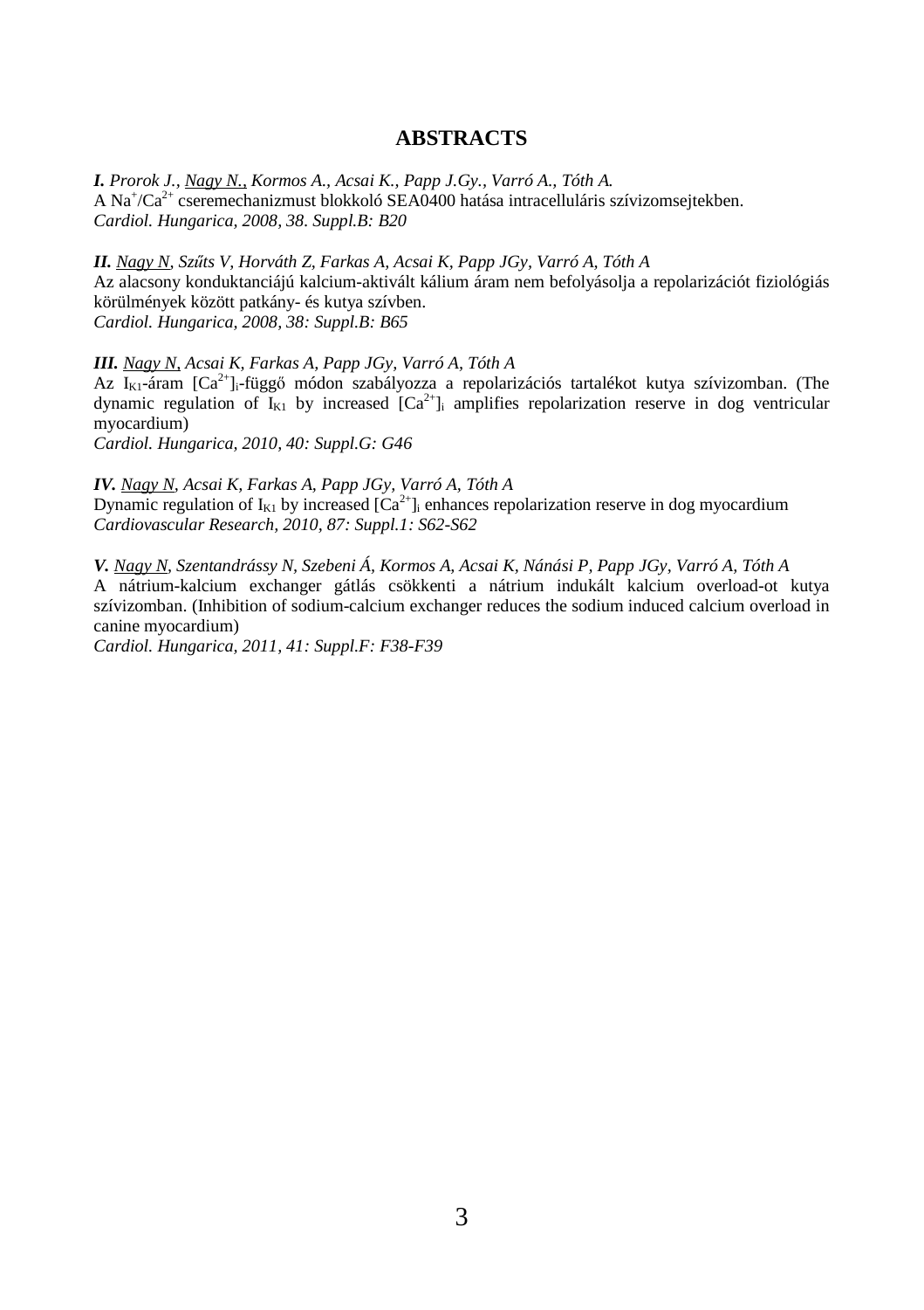## ABSTRACTS

***I.** Prorok J., <u>Nagy N.,</u> Kormos A., Acsai K., Papp J.Gy., Varró A., Tóth A.*
A $Na^{+}/Ca^{2+}$ cseremechanizmust blokkoló SEA0400 hatása intracelluláris szívizomsejtekben.
*Cardiol. Hungarica, 2008, 38. Suppl.B: B20*

***II.** <u>Nagy N</u>, Szűts V, Horváth Z, Farkas A, Acsai K, Papp JGy, Varró A, Tóth A*
Az alacsony konduktanciájú kalcium-aktivált kálium áram nem befolyásolja a repolarizációt fiziológiás körülmények között patkány- és kutya szívben.
*Cardiol. Hungarica, 2008, 38: Suppl.B: B65*

***III.** <u>Nagy N</u>, Acsai K, Farkas A, Papp JGy, Varró A, Tóth A*
Az $I_{K1}$-áram $[Ca^{2+}]_i$-függő módon szabályozza a repolarizációs tartalékot kutya szívizomban. (The dynamic regulation of $I_{K1}$ by increased $[Ca^{2+}]_i$ amplifies repolarization reserve in dog ventricular myocardium)
*Cardiol. Hungarica, 2010, 40: Suppl.G: G46*

***IV.** <u>Nagy N</u>, Acsai K, Farkas A, Papp JGy, Varró A, Tóth A*
Dynamic regulation of $I_{K1}$ by increased $[Ca^{2+}]_i$ enhances repolarization reserve in dog myocardium
*Cardiovascular Research, 2010, 87: Suppl.1: S62-S62*

***V.** <u>Nagy N</u>, Szentandrássy N, Szebeni Á, Kormos A, Acsai K, Nánási P, Papp JGy, Varró A, Tóth A*
A nátrium-kalcium exchanger gátlás csökkenti a nátrium indukált kalcium overload-ot kutya szívizomban. (Inhibition of sodium-calcium exchanger reduces the sodium induced calcium overload in canine myocardium)
*Cardiol. Hungarica, 2011, 41: Suppl.F: F38-F39*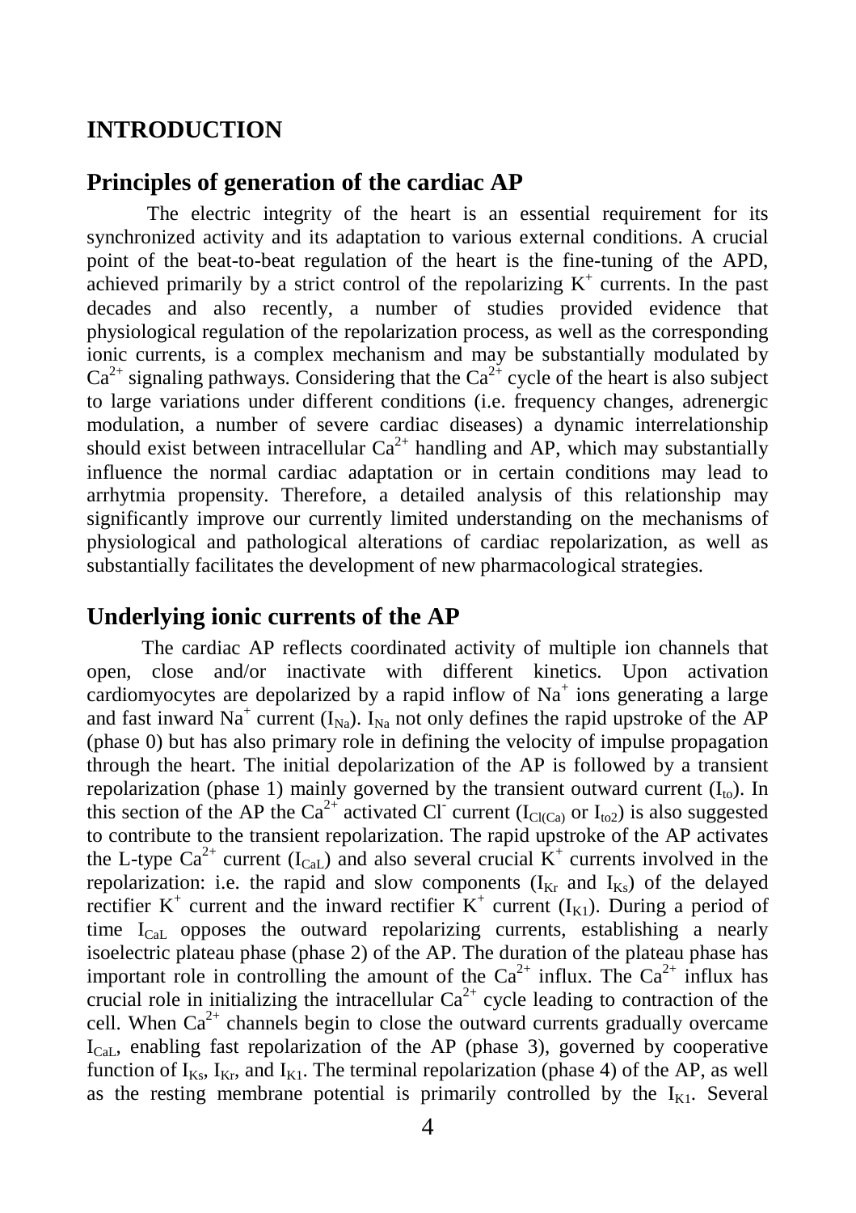# INTRODUCTION

## Principles of generation of the cardiac AP

The electric integrity of the heart is an essential requirement for its synchronized activity and its adaptation to various external conditions. A crucial point of the beat-to-beat regulation of the heart is the fine-tuning of the APD, achieved primarily by a strict control of the repolarizing $K^+$ currents. In the past decades and also recently, a number of studies provided evidence that physiological regulation of the repolarization process, as well as the corresponding ionic currents, is a complex mechanism and may be substantially modulated by $Ca^{2+}$ signaling pathways. Considering that the $Ca^{2+}$ cycle of the heart is also subject to large variations under different conditions (i.e. frequency changes, adrenergic modulation, a number of severe cardiac diseases) a dynamic interrelationship should exist between intracellular $Ca^{2+}$ handling and AP, which may substantially influence the normal cardiac adaptation or in certain conditions may lead to arrhytmia propensity. Therefore, a detailed analysis of this relationship may significantly improve our currently limited understanding on the mechanisms of physiological and pathological alterations of cardiac repolarization, as well as substantially facilitates the development of new pharmacological strategies.

## Underlying ionic currents of the AP

The cardiac AP reflects coordinated activity of multiple ion channels that open, close and/or inactivate with different kinetics. Upon activation cardiomyocytes are depolarized by a rapid inflow of $Na^+$ ions generating a large and fast inward $Na^+$ current ($I_{Na}$). $I_{Na}$ not only defines the rapid upstroke of the AP (phase 0) but has also primary role in defining the velocity of impulse propagation through the heart. The initial depolarization of the AP is followed by a transient repolarization (phase 1) mainly governed by the transient outward current ($I_{to}$). In this section of the AP the $Ca^{2+}$ activated $Cl^-$ current ($I_{Cl(Ca)}$ or $I_{to2}$) is also suggested to contribute to the transient repolarization. The rapid upstroke of the AP activates the L-type $Ca^{2+}$ current ($I_{CaL}$) and also several crucial $K^+$ currents involved in the repolarization: i.e. the rapid and slow components ($I_{Kr}$ and $I_{Ks}$) of the delayed rectifier $K^+$ current and the inward rectifier $K^+$ current ($I_{K1}$). During a period of time $I_{CaL}$ opposes the outward repolarizing currents, establishing a nearly isoelectric plateau phase (phase 2) of the AP. The duration of the plateau phase has important role in controlling the amount of the $Ca^{2+}$ influx. The $Ca^{2+}$ influx has crucial role in initializing the intracellular $Ca^{2+}$ cycle leading to contraction of the cell. When $Ca^{2+}$ channels begin to close the outward currents gradually overcame $I_{CaL}$, enabling fast repolarization of the AP (phase 3), governed by cooperative function of $I_{Ks}$, $I_{Kr}$, and $I_{K1}$. The terminal repolarization (phase 4) of the AP, as well as the resting membrane potential is primarily controlled by the $I_{K1}$. Several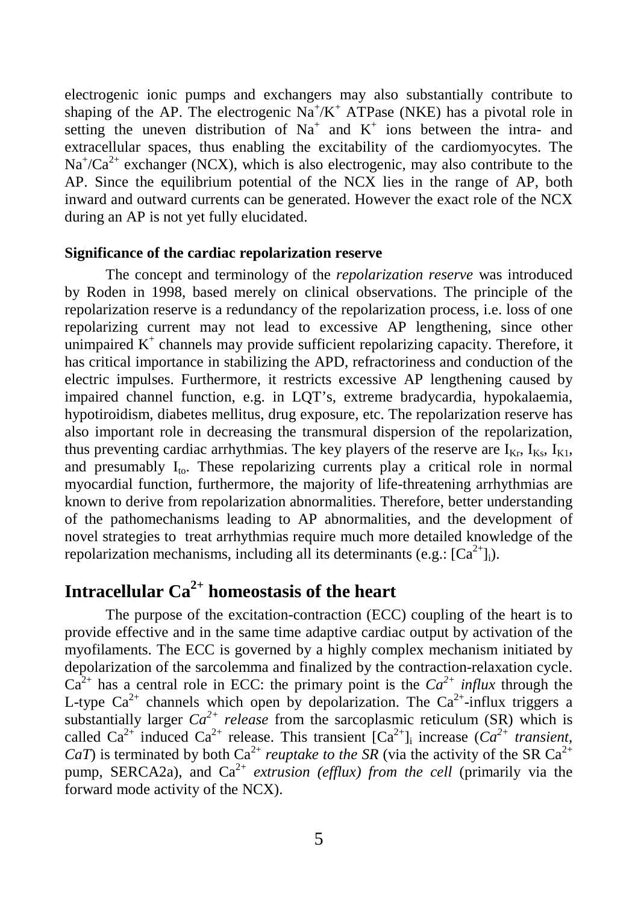electrogenic ionic pumps and exchangers may also substantially contribute to shaping of the AP. The electrogenic $Na^+/K^+$ ATPase (NKE) has a pivotal role in setting the uneven distribution of $Na^+$ and $K^+$ ions between the intra- and extracellular spaces, thus enabling the excitability of the cardiomyocytes. The $Na^+/Ca^{2+}$ exchanger (NCX), which is also electrogenic, may also contribute to the AP. Since the equilibrium potential of the NCX lies in the range of AP, both inward and outward currents can be generated. However the exact role of the NCX during an AP is not yet fully elucidated.

#### Significance of the cardiac repolarization reserve

The concept and terminology of the *repolarization reserve* was introduced by Roden in 1998, based merely on clinical observations. The principle of the repolarization reserve is a redundancy of the repolarization process, i.e. loss of one repolarizing current may not lead to excessive AP lengthening, since other unimpaired $K^+$ channels may provide sufficient repolarizing capacity. Therefore, it has critical importance in stabilizing the APD, refractoriness and conduction of the electric impulses. Furthermore, it restricts excessive AP lengthening caused by impaired channel function, e.g. in LQT's, extreme bradycardia, hypokalaemia, hypotiroidism, diabetes mellitus, drug exposure, etc. The repolarization reserve has also important role in decreasing the transmural dispersion of the repolarization, thus preventing cardiac arrhythmias. The key players of the reserve are $I_{Kr}$, $I_{Ks}$, $I_{K1}$, and presumably $I_{to}$. These repolarizing currents play a critical role in normal myocardial function, furthermore, the majority of life-threatening arrhythmias are known to derive from repolarization abnormalities. Therefore, better understanding of the pathomechanisms leading to AP abnormalities, and the development of novel strategies to treat arrhythmias require much more detailed knowledge of the repolarization mechanisms, including all its determinants (e.g.: $[Ca^{2+}]_i$).

## Intracellular $Ca^{2+}$ homeostasis of the heart

The purpose of the excitation-contraction (ECC) coupling of the heart is to provide effective and in the same time adaptive cardiac output by activation of the myofilaments. The ECC is governed by a highly complex mechanism initiated by depolarization of the sarcolemma and finalized by the contraction-relaxation cycle. $Ca^{2+}$ has a central role in ECC: the primary point is the *$Ca^{2+}$ influx* through the L-type $Ca^{2+}$ channels which open by depolarization. The $Ca^{2+}$-influx triggers a substantially larger *$Ca^{2+}$ release* from the sarcoplasmic reticulum (SR) which is called $Ca^{2+}$ induced $Ca^{2+}$ release. This transient $[Ca^{2+}]_i$ increase (*$Ca^{2+}$ transient, CaT*) is terminated by both $Ca^{2+}$ *reuptake to the SR* (via the activity of the SR $Ca^{2+}$ pump, SERCA2a), and $Ca^{2+}$ *extrusion (efflux) from the cell* (primarily via the forward mode activity of the NCX).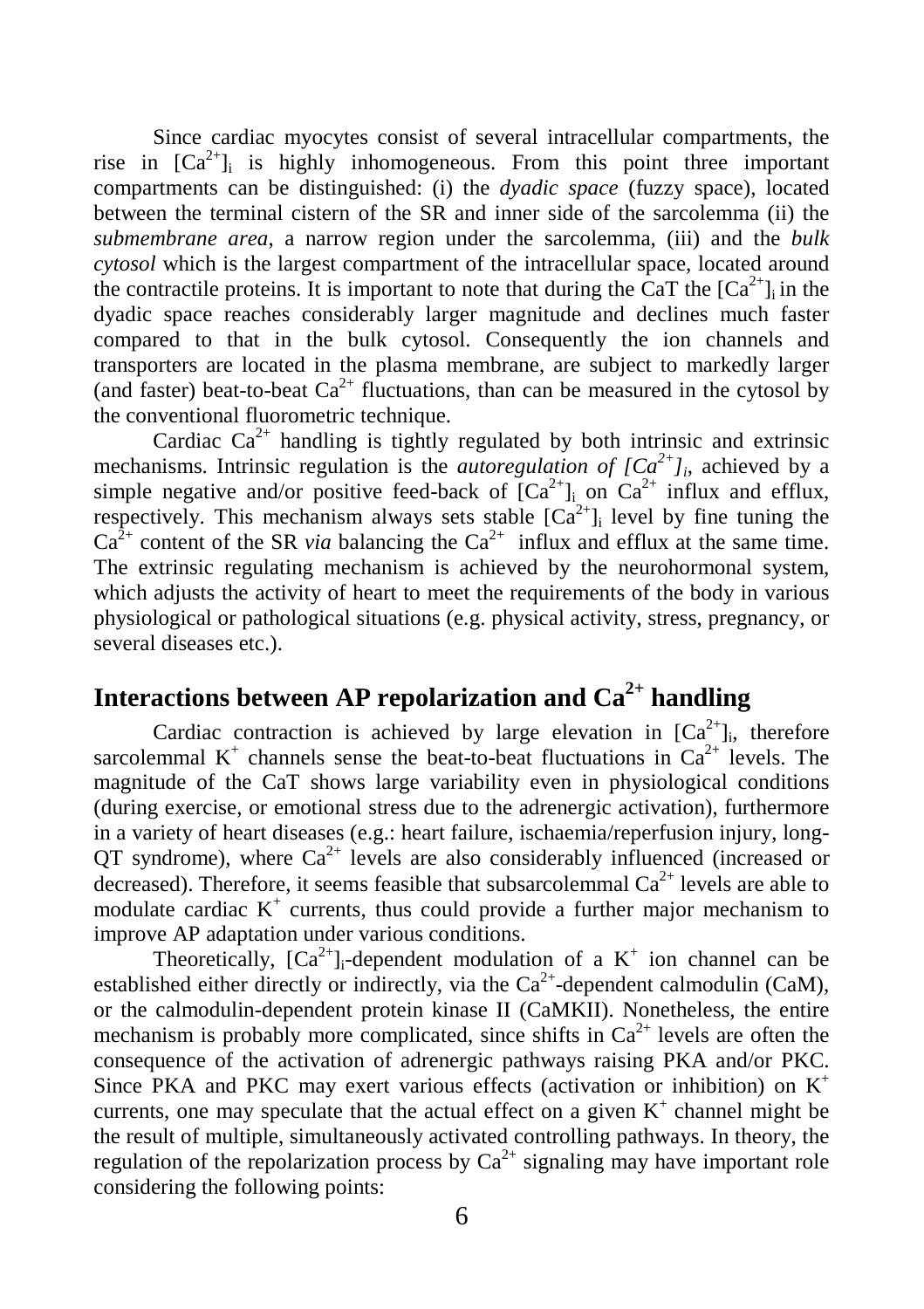Since cardiac myocytes consist of several intracellular compartments, the rise in $[Ca^{2+}]_i$ is highly inhomogeneous. From this point three important compartments can be distinguished: (i) the *dyadic space* (fuzzy space), located between the terminal cistern of the SR and inner side of the sarcolemma (ii) the *submembrane area*, a narrow region under the sarcolemma, (iii) and the *bulk cytosol* which is the largest compartment of the intracellular space, located around the contractile proteins. It is important to note that during the CaT the $[Ca^{2+}]_i$ in the dyadic space reaches considerably larger magnitude and declines much faster compared to that in the bulk cytosol. Consequently the ion channels and transporters are located in the plasma membrane, are subject to markedly larger (and faster) beat-to-beat $Ca^{2+}$ fluctuations, than can be measured in the cytosol by the conventional fluorometric technique.

Cardiac $Ca^{2+}$ handling is tightly regulated by both intrinsic and extrinsic mechanisms. Intrinsic regulation is the *autoregulation of* $[Ca^{2+}]_i$, achieved by a simple negative and/or positive feed-back of $[Ca^{2+}]_i$ on $Ca^{2+}$ influx and efflux, respectively. This mechanism always sets stable $[Ca^{2+}]_i$ level by fine tuning the $Ca^{2+}$ content of the SR *via* balancing the $Ca^{2+}$ influx and efflux at the same time. The extrinsic regulating mechanism is achieved by the neurohormonal system, which adjusts the activity of heart to meet the requirements of the body in various physiological or pathological situations (e.g. physical activity, stress, pregnancy, or several diseases etc.).

## Interactions between AP repolarization and $Ca^{2+}$ handling

Cardiac contraction is achieved by large elevation in $[Ca^{2+}]_i$, therefore sarcolemmal $K^+$ channels sense the beat-to-beat fluctuations in $Ca^{2+}$ levels. The magnitude of the CaT shows large variability even in physiological conditions (during exercise, or emotional stress due to the adrenergic activation), furthermore in a variety of heart diseases (e.g.: heart failure, ischaemia/reperfusion injury, long-QT syndrome), where $Ca^{2+}$ levels are also considerably influenced (increased or decreased). Therefore, it seems feasible that subsarcolemmal $Ca^{2+}$ levels are able to modulate cardiac $K^+$ currents, thus could provide a further major mechanism to improve AP adaptation under various conditions.

Theoretically, $[Ca^{2+}]_i$-dependent modulation of a $K^+$ ion channel can be established either directly or indirectly, via the $Ca^{2+}$-dependent calmodulin (CaM), or the calmodulin-dependent protein kinase II (CaMKII). Nonetheless, the entire mechanism is probably more complicated, since shifts in $Ca^{2+}$ levels are often the consequence of the activation of adrenergic pathways raising PKA and/or PKC. Since PKA and PKC may exert various effects (activation or inhibition) on $K^+$ currents, one may speculate that the actual effect on a given $K^+$ channel might be the result of multiple, simultaneously activated controlling pathways. In theory, the regulation of the repolarization process by $Ca^{2+}$ signaling may have important role considering the following points: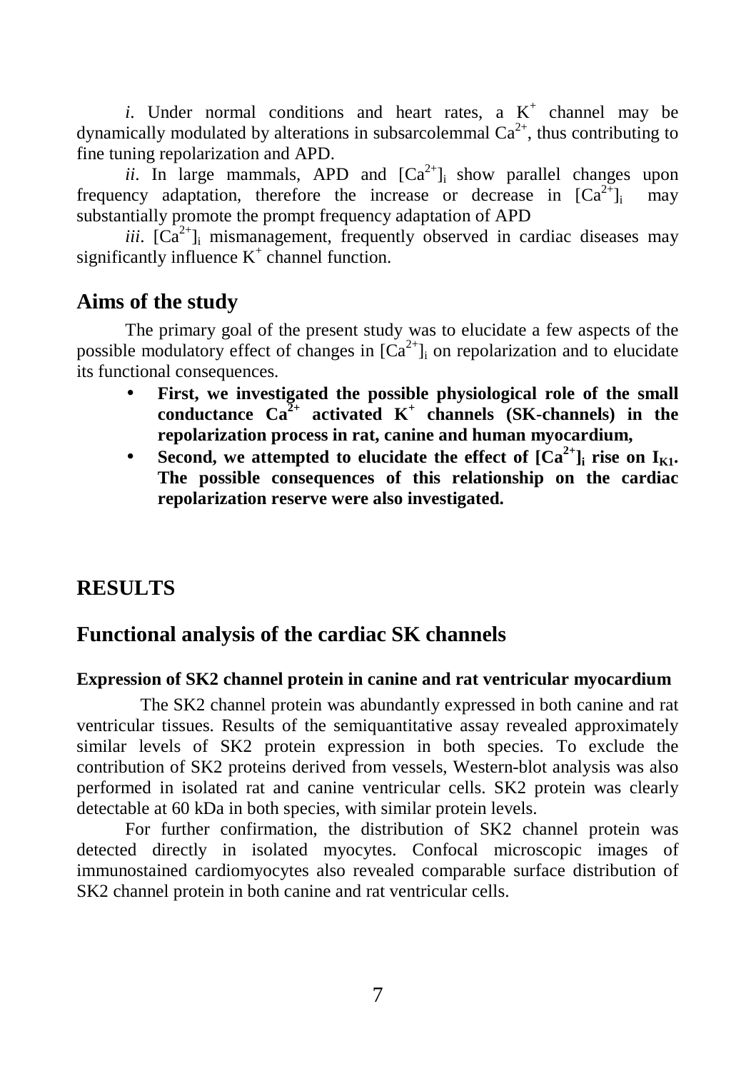*i*. Under normal conditions and heart rates, a $K^+$ channel may be dynamically modulated by alterations in subsarcolemmal $Ca^{2+}$, thus contributing to fine tuning repolarization and APD.

*ii*. In large mammals, APD and $[Ca^{2+}]_i$ show parallel changes upon frequency adaptation, therefore the increase or decrease in $[Ca^{2+}]_i$ may substantially promote the prompt frequency adaptation of APD

*iii*. $[Ca^{2+}]_i$ mismanagement, frequently observed in cardiac diseases may significantly influence $K^+$ channel function.

## Aims of the study

The primary goal of the present study was to elucidate a few aspects of the possible modulatory effect of changes in $[Ca^{2+}]_i$ on repolarization and to elucidate its functional consequences.

- **First, we investigated the possible physiological role of the small conductance $Ca^{2+}$ activated $K^+$ channels (SK-channels) in the repolarization process in rat, canine and human myocardium,**
- **Second, we attempted to elucidate the effect of $[Ca^{2+}]_i$ rise on $I_{K1}$. The possible consequences of this relationship on the cardiac repolarization reserve were also investigated.**

# RESULTS

## Functional analysis of the cardiac SK channels

### Expression of SK2 channel protein in canine and rat ventricular myocardium

The SK2 channel protein was abundantly expressed in both canine and rat ventricular tissues. Results of the semiquantitative assay revealed approximately similar levels of SK2 protein expression in both species. To exclude the contribution of SK2 proteins derived from vessels, Western-blot analysis was also performed in isolated rat and canine ventricular cells. SK2 protein was clearly detectable at 60 kDa in both species, with similar protein levels.

For further confirmation, the distribution of SK2 channel protein was detected directly in isolated myocytes. Confocal microscopic images of immunostained cardiomyocytes also revealed comparable surface distribution of SK2 channel protein in both canine and rat ventricular cells.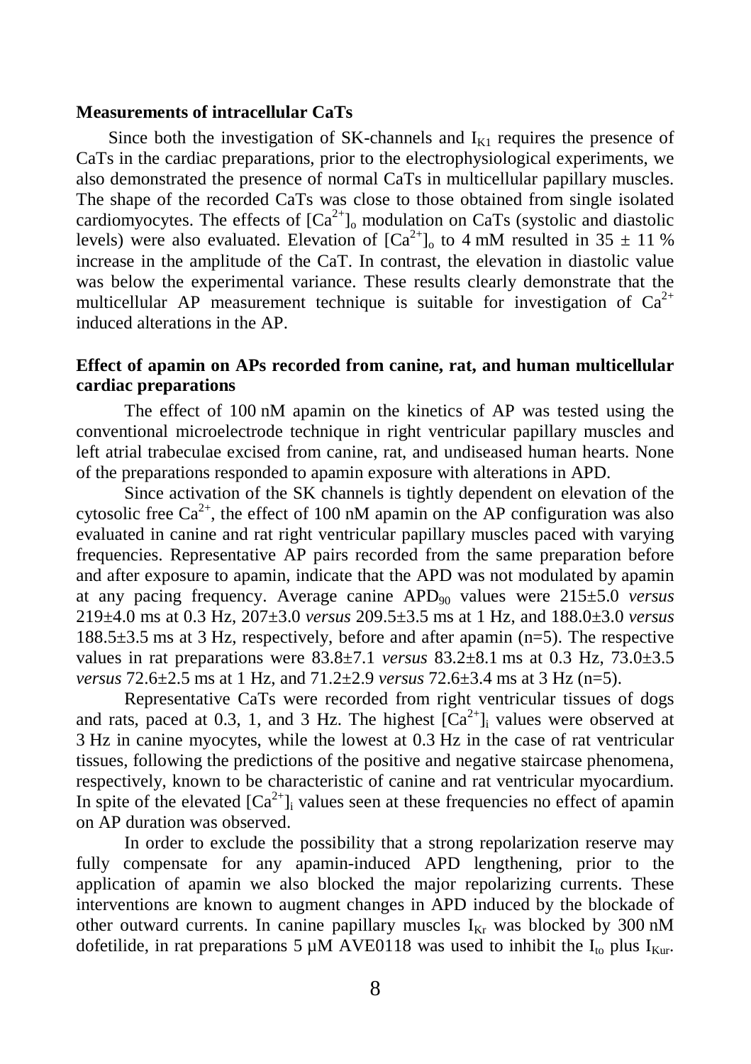**Measurements of intracellular CaTs**

Since both the investigation of SK-channels and $I_{K1}$ requires the presence of CaTs in the cardiac preparations, prior to the electrophysiological experiments, we also demonstrated the presence of normal CaTs in multicellular papillary muscles. The shape of the recorded CaTs was close to those obtained from single isolated cardiomyocytes. The effects of $[Ca^{2+}]_o$ modulation on CaTs (systolic and diastolic levels) were also evaluated. Elevation of $[Ca^{2+}]_o$ to 4 mM resulted in 35 ± 11 % increase in the amplitude of the CaT. In contrast, the elevation in diastolic value was below the experimental variance. These results clearly demonstrate that the multicellular AP measurement technique is suitable for investigation of $Ca^{2+}$ induced alterations in the AP.

**Effect of apamin on APs recorded from canine, rat, and human multicellular cardiac preparations**

The effect of 100 nM apamin on the kinetics of AP was tested using the conventional microelectrode technique in right ventricular papillary muscles and left atrial trabeculae excised from canine, rat, and undiseased human hearts. None of the preparations responded to apamin exposure with alterations in APD.

Since activation of the SK channels is tightly dependent on elevation of the cytosolic free $Ca^{2+}$, the effect of 100 nM apamin on the AP configuration was also evaluated in canine and rat right ventricular papillary muscles paced with varying frequencies. Representative AP pairs recorded from the same preparation before and after exposure to apamin, indicate that the APD was not modulated by apamin at any pacing frequency. Average canine $APD_{90}$ values were 215±5.0 *versus* 219±4.0 ms at 0.3 Hz, 207±3.0 *versus* 209.5±3.5 ms at 1 Hz, and 188.0±3.0 *versus* 188.5±3.5 ms at 3 Hz, respectively, before and after apamin (n=5). The respective values in rat preparations were 83.8±7.1 *versus* 83.2±8.1 ms at 0.3 Hz, 73.0±3.5 *versus* 72.6±2.5 ms at 1 Hz, and 71.2±2.9 *versus* 72.6±3.4 ms at 3 Hz (n=5).

Representative CaTs were recorded from right ventricular tissues of dogs and rats, paced at 0.3, 1, and 3 Hz. The highest $[Ca^{2+}]_i$ values were observed at 3 Hz in canine myocytes, while the lowest at 0.3 Hz in the case of rat ventricular tissues, following the predictions of the positive and negative staircase phenomena, respectively, known to be characteristic of canine and rat ventricular myocardium. In spite of the elevated $[Ca^{2+}]_i$ values seen at these frequencies no effect of apamin on AP duration was observed.

In order to exclude the possibility that a strong repolarization reserve may fully compensate for any apamin-induced APD lengthening, prior to the application of apamin we also blocked the major repolarizing currents. These interventions are known to augment changes in APD induced by the blockade of other outward currents. In canine papillary muscles $I_{Kr}$ was blocked by 300 nM dofetilide, in rat preparations 5 µM AVE0118 was used to inhibit the $I_{to}$ plus $I_{Kur}$.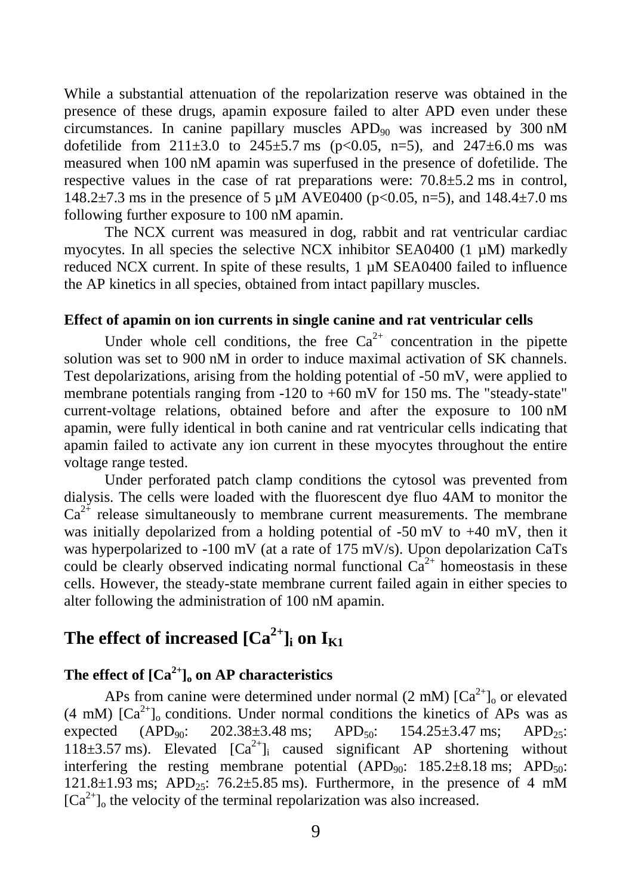While a substantial attenuation of the repolarization reserve was obtained in the presence of these drugs, apamin exposure failed to alter APD even under these circumstances. In canine papillary muscles $APD_{90}$ was increased by 300 nM dofetilide from 211±3.0 to 245±5.7 ms ($p<0.05$, n=5), and 247±6.0 ms was measured when 100 nM apamin was superfused in the presence of dofetilide. The respective values in the case of rat preparations were: 70.8±5.2 ms in control, 148.2±7.3 ms in the presence of 5 µM AVE0400 ($p<0.05$, n=5), and 148.4±7.0 ms following further exposure to 100 nM apamin.

The NCX current was measured in dog, rabbit and rat ventricular cardiac myocytes. In all species the selective NCX inhibitor SEA0400 (1 µM) markedly reduced NCX current. In spite of these results, 1 µM SEA0400 failed to influence the AP kinetics in all species, obtained from intact papillary muscles.

### Effect of apamin on ion currents in single canine and rat ventricular cells

Under whole cell conditions, the free $Ca^{2+}$ concentration in the pipette solution was set to 900 nM in order to induce maximal activation of SK channels. Test depolarizations, arising from the holding potential of -50 mV, were applied to membrane potentials ranging from -120 to +60 mV for 150 ms. The "steady-state" current-voltage relations, obtained before and after the exposure to 100 nM apamin, were fully identical in both canine and rat ventricular cells indicating that apamin failed to activate any ion current in these myocytes throughout the entire voltage range tested.

Under perforated patch clamp conditions the cytosol was prevented from dialysis. The cells were loaded with the fluorescent dye fluo 4AM to monitor the $Ca^{2+}$ release simultaneously to membrane current measurements. The membrane was initially depolarized from a holding potential of -50 mV to +40 mV, then it was hyperpolarized to -100 mV (at a rate of 175 mV/s). Upon depolarization CaTs could be clearly observed indicating normal functional $Ca^{2+}$ homeostasis in these cells. However, the steady-state membrane current failed again in either species to alter following the administration of 100 nM apamin.

## The effect of increased $[Ca^{2+}]_i$ on $I_{K1}$

### The effect of $[Ca^{2+}]_o$ on AP characteristics

APs from canine were determined under normal (2 mM) $[Ca^{2+}]_o$ or elevated (4 mM) $[Ca^{2+}]_o$ conditions. Under normal conditions the kinetics of APs was as expected ($APD_{90}$: 202.38±3.48 ms; $APD_{50}$: 154.25±3.47 ms; $APD_{25}$: 118±3.57 ms). Elevated $[Ca^{2+}]_i$ caused significant AP shortening without interfering the resting membrane potential ($APD_{90}$: 185.2±8.18 ms; $APD_{50}$: 121.8±1.93 ms; $APD_{25}$: 76.2±5.85 ms). Furthermore, in the presence of 4 mM $[Ca^{2+}]_o$ the velocity of the terminal repolarization was also increased.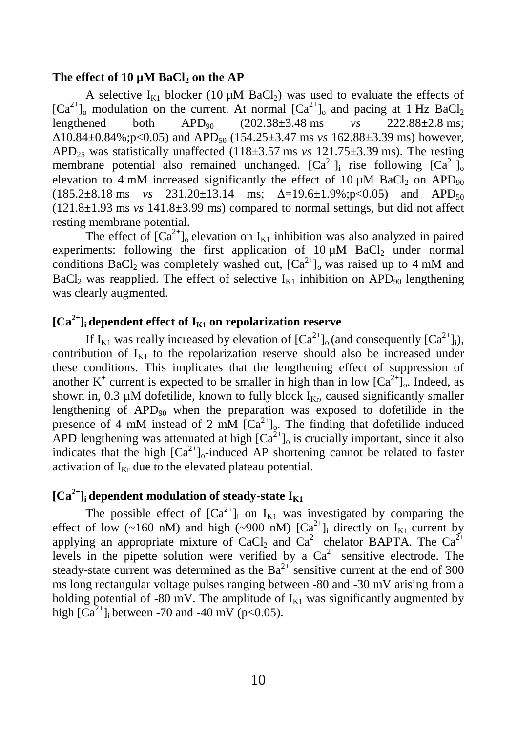### The effect of 10 µM $BaCl_2$ on the AP

A selective $I_{K1}$ blocker (10 µM $BaCl_2$) was used to evaluate the effects of $[Ca^{2+}]_o$ modulation on the current. At normal $[Ca^{2+}]_o$ and pacing at 1 Hz $BaCl_2$ lengthened both $APD_{90}$ (202.38±3.48 ms *vs* 222.88±2.8 ms; Δ10.84±0.84%;$p<0.05$) and $APD_{50}$ (154.25±3.47 ms *vs* 162.88±3.39 ms) however, $APD_{25}$ was statistically unaffected (118±3.57 ms *vs* 121.75±3.39 ms). The resting membrane potential also remained unchanged. $[Ca^{2+}]_i$ rise following $[Ca^{2+}]_o$ elevation to 4 mM increased significantly the effect of 10 µM $BaCl_2$ on $APD_{90}$ (185.2±8.18 ms *vs* 231.20±13.14 ms; Δ=19.6±1.9%;$p<0.05$) and $APD_{50}$ (121.8±1.93 ms *vs* 141.8±3.99 ms) compared to normal settings, but did not affect resting membrane potential.

The effect of $[Ca^{2+}]_o$ elevation on $I_{K1}$ inhibition was also analyzed in paired experiments: following the first application of 10 µM $BaCl_2$ under normal conditions $BaCl_2$ was completely washed out, $[Ca^{2+}]_o$ was raised up to 4 mM and $BaCl_2$ was reapplied. The effect of selective $I_{K1}$ inhibition on $APD_{90}$ lengthening was clearly augmented.

### $[Ca^{2+}]_i$ dependent effect of $I_{K1}$ on repolarization reserve

If $I_{K1}$ was really increased by elevation of $[Ca^{2+}]_o$ (and consequently $[Ca^{2+}]_i$), contribution of $I_{K1}$ to the repolarization reserve should also be increased under these conditions. This implicates that the lengthening effect of suppression of another $K^+$ current is expected to be smaller in high than in low $[Ca^{2+}]_o$. Indeed, as shown in, 0.3 µM dofetilide, known to fully block $I_{Kr}$, caused significantly smaller lengthening of $APD_{90}$ when the preparation was exposed to dofetilide in the presence of 4 mM instead of 2 mM $[Ca^{2+}]_o$. The finding that dofetilide induced APD lengthening was attenuated at high $[Ca^{2+}]_o$ is crucially important, since it also indicates that the high $[Ca^{2+}]_o$-induced AP shortening cannot be related to faster activation of $I_{Kr}$ due to the elevated plateau potential.

### $[Ca^{2+}]_i$ dependent modulation of steady-state $I_{K1}$

The possible effect of $[Ca^{2+}]_i$ on $I_{K1}$ was investigated by comparing the effect of low (~160 nM) and high (~900 nM) $[Ca^{2+}]_i$ directly on $I_{K1}$ current by applying an appropriate mixture of $CaCl_2$ and $Ca^{2+}$ chelator BAPTA. The $Ca^{2+}$ levels in the pipette solution were verified by a $Ca^{2+}$ sensitive electrode. The steady-state current was determined as the $Ba^{2+}$ sensitive current at the end of 300 ms long rectangular voltage pulses ranging between -80 and -30 mV arising from a holding potential of -80 mV. The amplitude of $I_{K1}$ was significantly augmented by high $[Ca^{2+}]_i$ between -70 and -40 mV ($p<0.05$).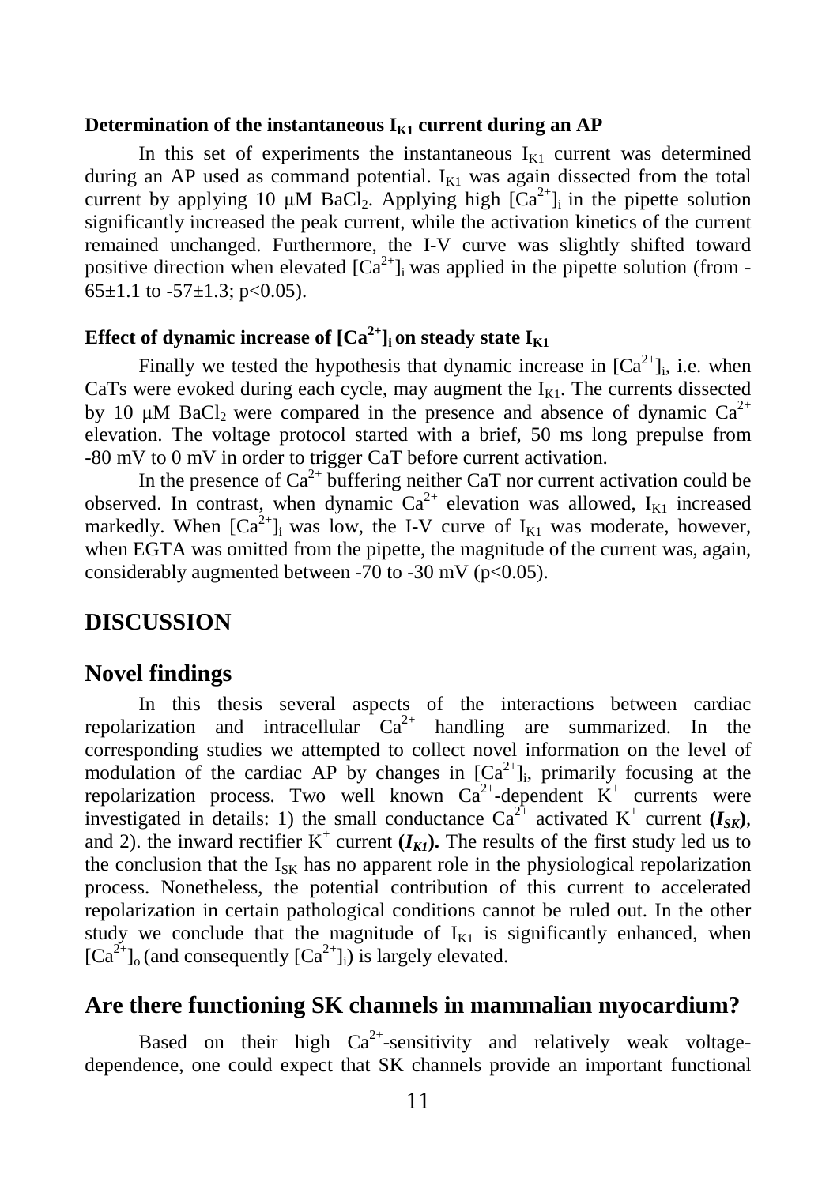### Determination of the instantaneous $I_{K1}$ current during an AP

In this set of experiments the instantaneous $I_{K1}$ current was determined during an AP used as command potential. $I_{K1}$ was again dissected from the total current by applying 10 μM $BaCl_2$. Applying high $[Ca^{2+}]_i$ in the pipette solution significantly increased the peak current, while the activation kinetics of the current remained unchanged. Furthermore, the I-V curve was slightly shifted toward positive direction when elevated $[Ca^{2+}]_i$ was applied in the pipette solution (from -65±1.1 to -57±1.3; $p<0.05$).

### Effect of dynamic increase of $[Ca^{2+}]_i$ on steady state $I_{K1}$

Finally we tested the hypothesis that dynamic increase in $[Ca^{2+}]_i$, i.e. when CaTs were evoked during each cycle, may augment the $I_{K1}$. The currents dissected by 10 μM $BaCl_2$ were compared in the presence and absence of dynamic $Ca^{2+}$ elevation. The voltage protocol started with a brief, 50 ms long prepulse from -80 mV to 0 mV in order to trigger CaT before current activation.

In the presence of $Ca^{2+}$ buffering neither CaT nor current activation could be observed. In contrast, when dynamic $Ca^{2+}$ elevation was allowed, $I_{K1}$ increased markedly. When $[Ca^{2+}]_i$ was low, the I-V curve of $I_{K1}$ was moderate, however, when EGTA was omitted from the pipette, the magnitude of the current was, again, considerably augmented between -70 to -30 mV ($p<0.05$).

## DISCUSSION

## Novel findings

In this thesis several aspects of the interactions between cardiac repolarization and intracellular $Ca^{2+}$ handling are summarized. In the corresponding studies we attempted to collect novel information on the level of modulation of the cardiac AP by changes in $[Ca^{2+}]_i$, primarily focusing at the repolarization process. Two well known $Ca^{2+}$-dependent $K^+$ currents were investigated in details: 1) the small conductance $Ca^{2+}$ activated $K^+$ current (***$I_{SK}$***), and 2). the inward rectifier $K^+$ current (***$I_{K1}$***)**.** The results of the first study led us to the conclusion that the $I_{SK}$ has no apparent role in the physiological repolarization process. Nonetheless, the potential contribution of this current to accelerated repolarization in certain pathological conditions cannot be ruled out. In the other study we conclude that the magnitude of $I_{K1}$ is significantly enhanced, when $[Ca^{2+}]_o$ (and consequently $[Ca^{2+}]_i$) is largely elevated.

## Are there functioning SK channels in mammalian myocardium?

Based on their high $Ca^{2+}$-sensitivity and relatively weak voltage-dependence, one could expect that SK channels provide an important functional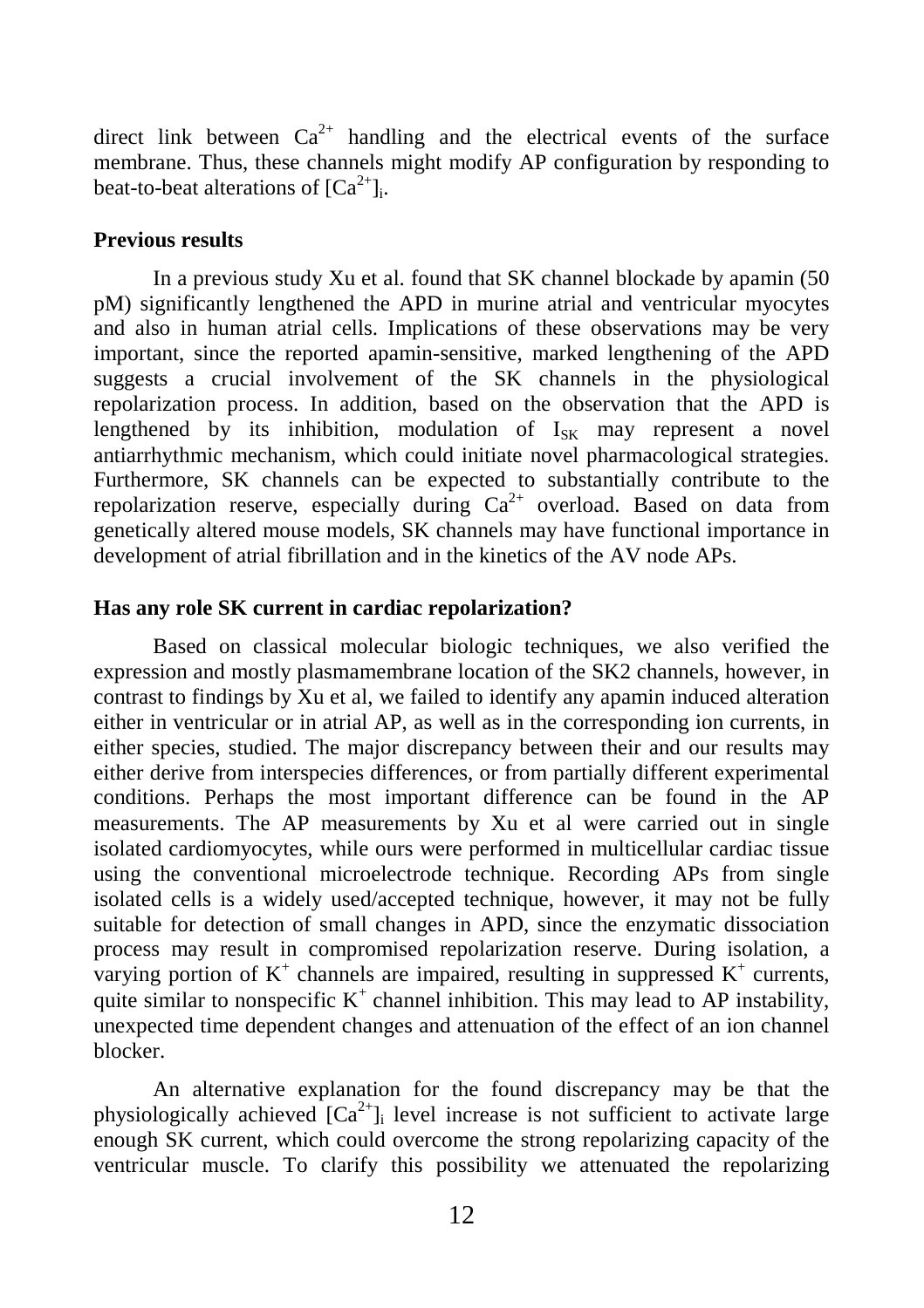direct link between $Ca^{2+}$ handling and the electrical events of the surface membrane. Thus, these channels might modify AP configuration by responding to beat-to-beat alterations of $[Ca^{2+}]_i$.

**Previous results**

In a previous study Xu et al. found that SK channel blockade by apamin (50 pM) significantly lengthened the APD in murine atrial and ventricular myocytes and also in human atrial cells. Implications of these observations may be very important, since the reported apamin-sensitive, marked lengthening of the APD suggests a crucial involvement of the SK channels in the physiological repolarization process. In addition, based on the observation that the APD is lengthened by its inhibition, modulation of $I_{SK}$ may represent a novel antiarrhythmic mechanism, which could initiate novel pharmacological strategies. Furthermore, SK channels can be expected to substantially contribute to the repolarization reserve, especially during $Ca^{2+}$ overload. Based on data from genetically altered mouse models, SK channels may have functional importance in development of atrial fibrillation and in the kinetics of the AV node APs.

**Has any role SK current in cardiac repolarization?**

Based on classical molecular biologic techniques, we also verified the expression and mostly plasmamembrane location of the SK2 channels, however, in contrast to findings by Xu et al, we failed to identify any apamin induced alteration either in ventricular or in atrial AP, as well as in the corresponding ion currents, in either species, studied. The major discrepancy between their and our results may either derive from interspecies differences, or from partially different experimental conditions. Perhaps the most important difference can be found in the AP measurements. The AP measurements by Xu et al were carried out in single isolated cardiomyocytes, while ours were performed in multicellular cardiac tissue using the conventional microelectrode technique. Recording APs from single isolated cells is a widely used/accepted technique, however, it may not be fully suitable for detection of small changes in APD, since the enzymatic dissociation process may result in compromised repolarization reserve. During isolation, a varying portion of $K^+$ channels are impaired, resulting in suppressed $K^+$ currents, quite similar to nonspecific $K^+$ channel inhibition. This may lead to AP instability, unexpected time dependent changes and attenuation of the effect of an ion channel blocker.

An alternative explanation for the found discrepancy may be that the physiologically achieved $[Ca^{2+}]_i$ level increase is not sufficient to activate large enough SK current, which could overcome the strong repolarizing capacity of the ventricular muscle. To clarify this possibility we attenuated the repolarizing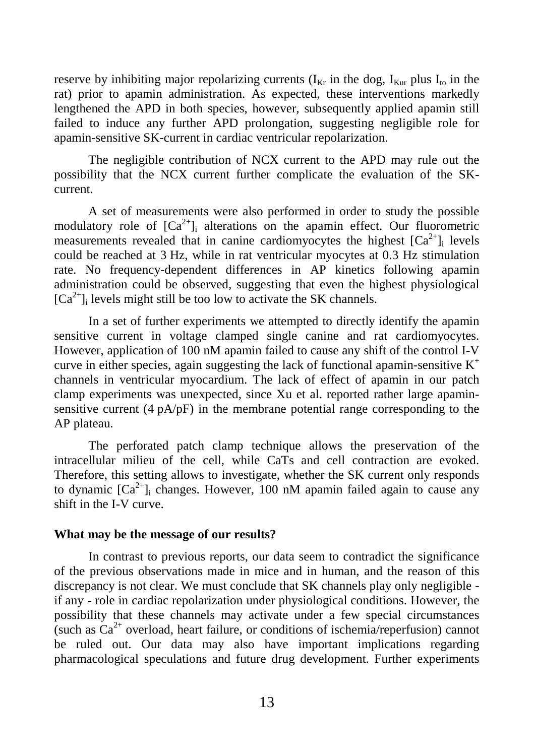reserve by inhibiting major repolarizing currents ($I_{Kr}$ in the dog, $I_{Kur}$ plus $I_{to}$ in the rat) prior to apamin administration. As expected, these interventions markedly lengthened the APD in both species, however, subsequently applied apamin still failed to induce any further APD prolongation, suggesting negligible role for apamin-sensitive SK-current in cardiac ventricular repolarization.

The negligible contribution of NCX current to the APD may rule out the possibility that the NCX current further complicate the evaluation of the SK-current.

A set of measurements were also performed in order to study the possible modulatory role of $[Ca^{2+}]_i$ alterations on the apamin effect. Our fluorometric measurements revealed that in canine cardiomyocytes the highest $[Ca^{2+}]_i$ levels could be reached at 3 Hz, while in rat ventricular myocytes at 0.3 Hz stimulation rate. No frequency-dependent differences in AP kinetics following apamin administration could be observed, suggesting that even the highest physiological $[Ca^{2+}]_i$ levels might still be too low to activate the SK channels.

In a set of further experiments we attempted to directly identify the apamin sensitive current in voltage clamped single canine and rat cardiomyocytes. However, application of 100 nM apamin failed to cause any shift of the control I-V curve in either species, again suggesting the lack of functional apamin-sensitive $K^+$ channels in ventricular myocardium. The lack of effect of apamin in our patch clamp experiments was unexpected, since Xu et al. reported rather large apamin-sensitive current (4 pA/pF) in the membrane potential range corresponding to the AP plateau.

The perforated patch clamp technique allows the preservation of the intracellular milieu of the cell, while CaTs and cell contraction are evoked. Therefore, this setting allows to investigate, whether the SK current only responds to dynamic $[Ca^{2+}]_i$ changes. However, 100 nM apamin failed again to cause any shift in the I-V curve.

**What may be the message of our results?**

In contrast to previous reports, our data seem to contradict the significance of the previous observations made in mice and in human, and the reason of this discrepancy is not clear. We must conclude that SK channels play only negligible - if any - role in cardiac repolarization under physiological conditions. However, the possibility that these channels may activate under a few special circumstances (such as $Ca^{2+}$ overload, heart failure, or conditions of ischemia/reperfusion) cannot be ruled out. Our data may also have important implications regarding pharmacological speculations and future drug development. Further experiments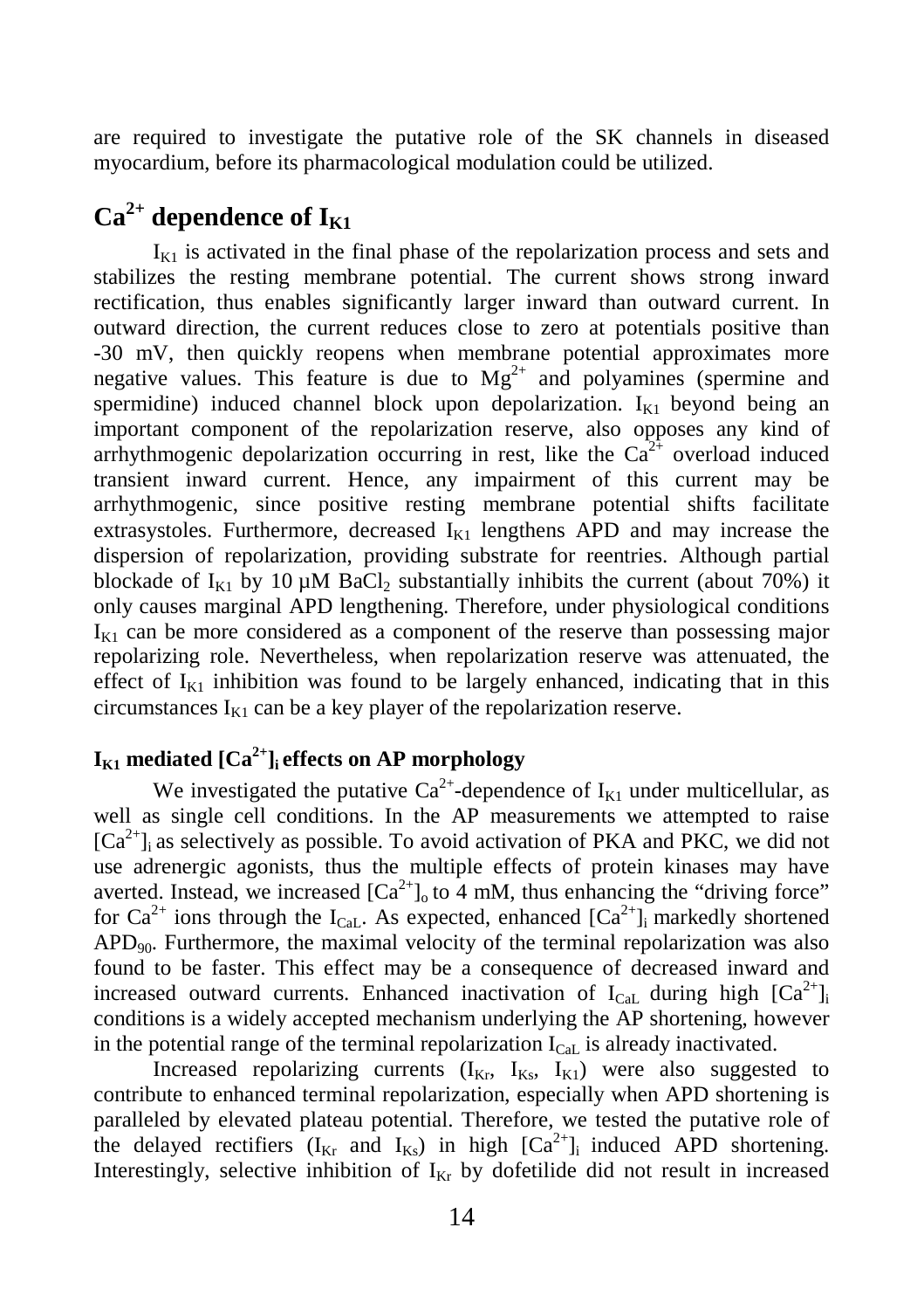are required to investigate the putative role of the SK channels in diseased myocardium, before its pharmacological modulation could be utilized.

## $Ca^{2+}$ dependence of $I_{K1}$

$I_{K1}$ is activated in the final phase of the repolarization process and sets and stabilizes the resting membrane potential. The current shows strong inward rectification, thus enables significantly larger inward than outward current. In outward direction, the current reduces close to zero at potentials positive than -30 mV, then quickly reopens when membrane potential approximates more negative values. This feature is due to $Mg^{2+}$ and polyamines (spermine and spermidine) induced channel block upon depolarization. $I_{K1}$ beyond being an important component of the repolarization reserve, also opposes any kind of arrhythmogenic depolarization occurring in rest, like the $Ca^{2+}$ overload induced transient inward current. Hence, any impairment of this current may be arrhythmogenic, since positive resting membrane potential shifts facilitate extrasystoles. Furthermore, decreased $I_{K1}$ lengthens APD and may increase the dispersion of repolarization, providing substrate for reentries. Although partial blockade of $I_{K1}$ by 10 µM $BaCl_2$ substantially inhibits the current (about 70%) it only causes marginal APD lengthening. Therefore, under physiological conditions $I_{K1}$ can be more considered as a component of the reserve than possessing major repolarizing role. Nevertheless, when repolarization reserve was attenuated, the effect of $I_{K1}$ inhibition was found to be largely enhanced, indicating that in this circumstances $I_{K1}$ can be a key player of the repolarization reserve.

### $I_{K1}$ mediated $[Ca^{2+}]_i$ effects on AP morphology

We investigated the putative $Ca^{2+}$-dependence of $I_{K1}$ under multicellular, as well as single cell conditions. In the AP measurements we attempted to raise $[Ca^{2+}]_i$ as selectively as possible. To avoid activation of PKA and PKC, we did not use adrenergic agonists, thus the multiple effects of protein kinases may have averted. Instead, we increased $[Ca^{2+}]_o$ to 4 mM, thus enhancing the "driving force" for $Ca^{2+}$ ions through the $I_{CaL}$. As expected, enhanced $[Ca^{2+}]_i$ markedly shortened $APD_{90}$. Furthermore, the maximal velocity of the terminal repolarization was also found to be faster. This effect may be a consequence of decreased inward and increased outward currents. Enhanced inactivation of $I_{CaL}$ during high $[Ca^{2+}]_i$ conditions is a widely accepted mechanism underlying the AP shortening, however in the potential range of the terminal repolarization $I_{CaL}$ is already inactivated.

Increased repolarizing currents ($I_{Kr}$, $I_{Ks}$, $I_{K1}$) were also suggested to contribute to enhanced terminal repolarization, especially when APD shortening is paralleled by elevated plateau potential. Therefore, we tested the putative role of the delayed rectifiers ($I_{Kr}$ and $I_{Ks}$) in high $[Ca^{2+}]_i$ induced APD shortening. Interestingly, selective inhibition of $I_{Kr}$ by dofetilide did not result in increased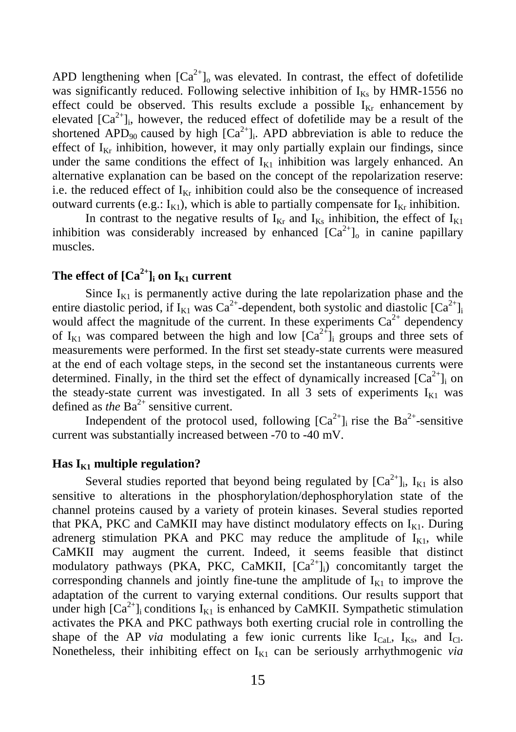APD lengthening when $[Ca^{2+}]_o$ was elevated. In contrast, the effect of dofetilide was significantly reduced. Following selective inhibition of $I_{Ks}$ by HMR-1556 no effect could be observed. This results exclude a possible $I_{Kr}$ enhancement by elevated $[Ca^{2+}]_i$, however, the reduced effect of dofetilide may be a result of the shortened $APD_{90}$ caused by high $[Ca^{2+}]_i$. APD abbreviation is able to reduce the effect of $I_{Kr}$ inhibition, however, it may only partially explain our findings, since under the same conditions the effect of $I_{K1}$ inhibition was largely enhanced. An alternative explanation can be based on the concept of the repolarization reserve: i.e. the reduced effect of $I_{Kr}$ inhibition could also be the consequence of increased outward currents (e.g.: $I_{K1}$), which is able to partially compensate for $I_{Kr}$ inhibition.

In contrast to the negative results of $I_{Kr}$ and $I_{Ks}$ inhibition, the effect of $I_{K1}$ inhibition was considerably increased by enhanced $[Ca^{2+}]_o$ in canine papillary muscles.

### The effect of $[Ca^{2+}]_i$ on $I_{K1}$ current

Since $I_{K1}$ is permanently active during the late repolarization phase and the entire diastolic period, if $I_{K1}$ was $Ca^{2+}$-dependent, both systolic and diastolic $[Ca^{2+}]_i$ would affect the magnitude of the current. In these experiments $Ca^{2+}$ dependency of $I_{K1}$ was compared between the high and low $[Ca^{2+}]_i$ groups and three sets of measurements were performed. In the first set steady-state currents were measured at the end of each voltage steps, in the second set the instantaneous currents were determined. Finally, in the third set the effect of dynamically increased $[Ca^{2+}]_i$ on the steady-state current was investigated. In all 3 sets of experiments $I_{K1}$ was defined as *the* $Ba^{2+}$ sensitive current.

Independent of the protocol used, following $[Ca^{2+}]_i$ rise the $Ba^{2+}$-sensitive current was substantially increased between -70 to -40 mV.

### Has $I_{K1}$ multiple regulation?

Several studies reported that beyond being regulated by $[Ca^{2+}]_i$, $I_{K1}$ is also sensitive to alterations in the phosphorylation/dephosphorylation state of the channel proteins caused by a variety of protein kinases. Several studies reported that PKA, PKC and CaMKII may have distinct modulatory effects on $I_{K1}$. During adrenerg stimulation PKA and PKC may reduce the amplitude of $I_{K1}$, while CaMKII may augment the current. Indeed, it seems feasible that distinct modulatory pathways (PKA, PKC, CaMKII, $[Ca^{2+}]_i$) concomitantly target the corresponding channels and jointly fine-tune the amplitude of $I_{K1}$ to improve the adaptation of the current to varying external conditions. Our results support that under high $[Ca^{2+}]_i$ conditions $I_{K1}$ is enhanced by CaMKII. Sympathetic stimulation activates the PKA and PKC pathways both exerting crucial role in controlling the shape of the AP *via* modulating a few ionic currents like $I_{CaL}$, $I_{Ks}$, and $I_{Cl}$. Nonetheless, their inhibiting effect on $I_{K1}$ can be seriously arrhythmogenic *via*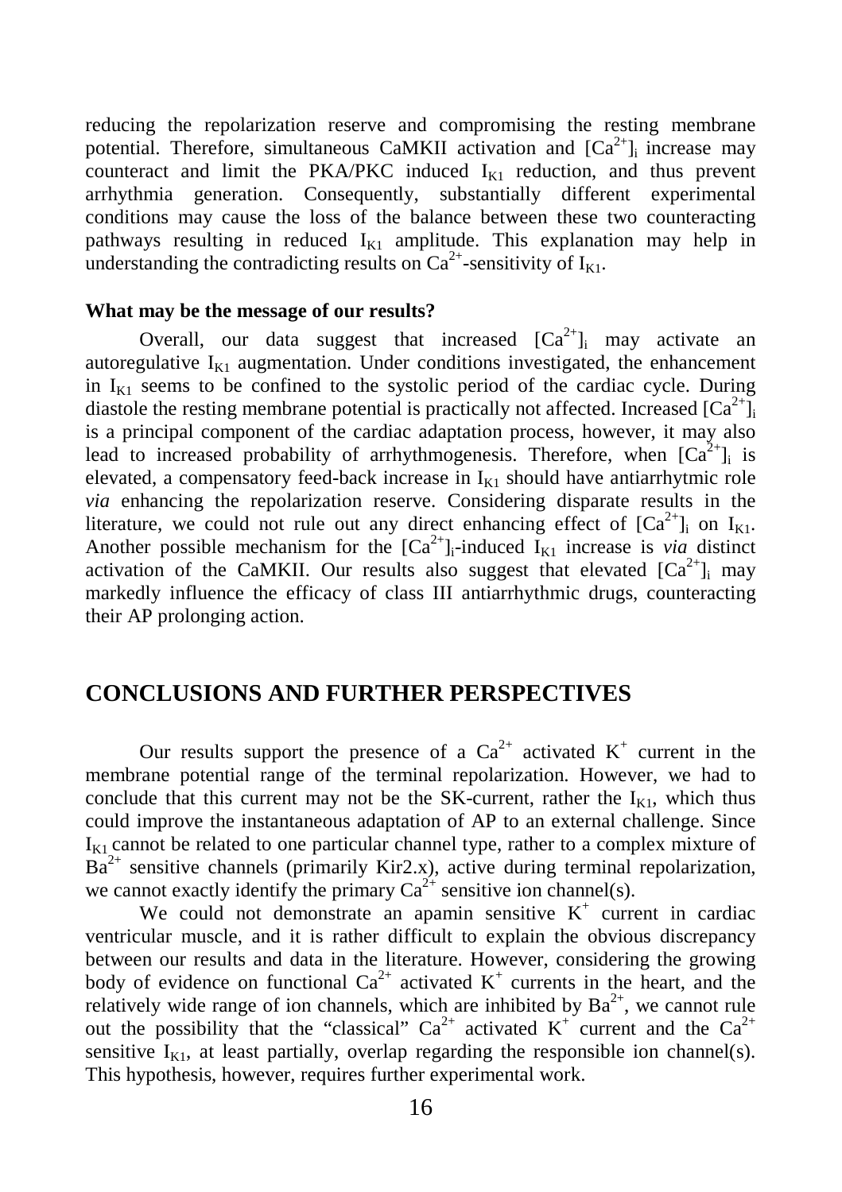reducing the repolarization reserve and compromising the resting membrane potential. Therefore, simultaneous CaMKII activation and $[Ca^{2+}]_i$ increase may counteract and limit the PKA/PKC induced $I_{K1}$ reduction, and thus prevent arrhythmia generation. Consequently, substantially different experimental conditions may cause the loss of the balance between these two counteracting pathways resulting in reduced $I_{K1}$ amplitude. This explanation may help in understanding the contradicting results on $Ca^{2+}$-sensitivity of $I_{K1}$.

**What may be the message of our results?**

Overall, our data suggest that increased $[Ca^{2+}]_i$ may activate an autoregulative $I_{K1}$ augmentation. Under conditions investigated, the enhancement in $I_{K1}$ seems to be confined to the systolic period of the cardiac cycle. During diastole the resting membrane potential is practically not affected. Increased $[Ca^{2+}]_i$ is a principal component of the cardiac adaptation process, however, it may also lead to increased probability of arrhythmogenesis. Therefore, when $[Ca^{2+}]_i$ is elevated, a compensatory feed-back increase in $I_{K1}$ should have antiarrhytmic role *via* enhancing the repolarization reserve. Considering disparate results in the literature, we could not rule out any direct enhancing effect of $[Ca^{2+}]_i$ on $I_{K1}$. Another possible mechanism for the $[Ca^{2+}]_i$-induced $I_{K1}$ increase is *via* distinct activation of the CaMKII. Our results also suggest that elevated $[Ca^{2+}]_i$ may markedly influence the efficacy of class III antiarrhythmic drugs, counteracting their AP prolonging action.

## CONCLUSIONS AND FURTHER PERSPECTIVES

Our results support the presence of a $Ca^{2+}$ activated $K^+$ current in the membrane potential range of the terminal repolarization. However, we had to conclude that this current may not be the SK-current, rather the $I_{K1}$, which thus could improve the instantaneous adaptation of AP to an external challenge. Since $I_{K1}$ cannot be related to one particular channel type, rather to a complex mixture of $Ba^{2+}$ sensitive channels (primarily Kir2.x), active during terminal repolarization, we cannot exactly identify the primary $Ca^{2+}$ sensitive ion channel(s).

We could not demonstrate an apamin sensitive $K^+$ current in cardiac ventricular muscle, and it is rather difficult to explain the obvious discrepancy between our results and data in the literature. However, considering the growing body of evidence on functional $Ca^{2+}$ activated $K^+$ currents in the heart, and the relatively wide range of ion channels, which are inhibited by $Ba^{2+}$, we cannot rule out the possibility that the "classical" $Ca^{2+}$ activated $K^+$ current and the $Ca^{2+}$ sensitive $I_{K1}$, at least partially, overlap regarding the responsible ion channel(s). This hypothesis, however, requires further experimental work.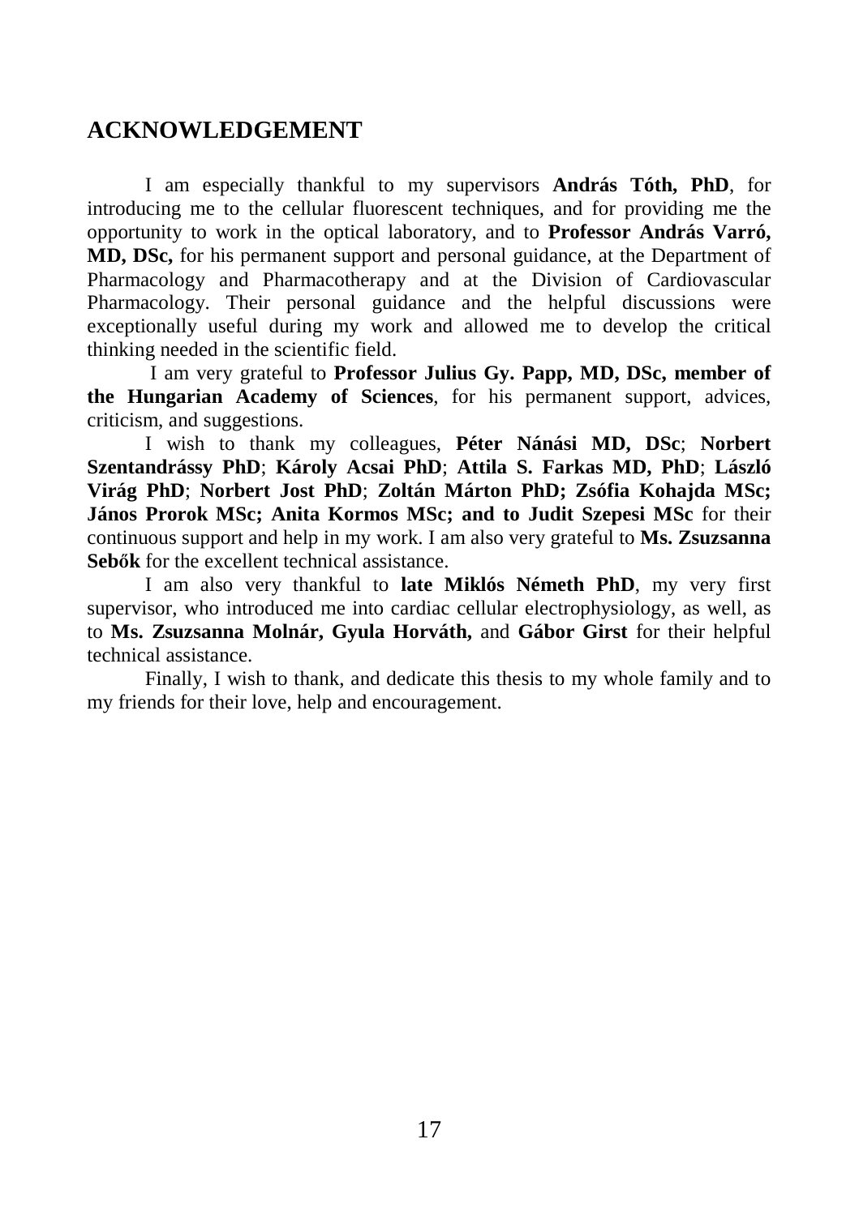## ACKNOWLEDGEMENT

I am especially thankful to my supervisors **András Tóth, PhD**, for introducing me to the cellular fluorescent techniques, and for providing me the opportunity to work in the optical laboratory, and to **Professor András Varró, MD, DSc,** for his permanent support and personal guidance, at the Department of Pharmacology and Pharmacotherapy and at the Division of Cardiovascular Pharmacology. Their personal guidance and the helpful discussions were exceptionally useful during my work and allowed me to develop the critical thinking needed in the scientific field.

I am very grateful to **Professor Julius Gy. Papp, MD, DSc, member of the Hungarian Academy of Sciences**, for his permanent support, advices, criticism, and suggestions.

I wish to thank my colleagues, **Péter Nánási MD, DSc**; **Norbert Szentandrássy PhD**; **Károly Acsai PhD**; **Attila S. Farkas MD, PhD**; **László Virág PhD**; **Norbert Jost PhD**; **Zoltán Márton PhD; Zsófia Kohajda MSc; János Prorok MSc; Anita Kormos MSc; and to Judit Szepesi MSc** for their continuous support and help in my work. I am also very grateful to **Ms. Zsuzsanna Sebők** for the excellent technical assistance.

I am also very thankful to **late Miklós Németh PhD**, my very first supervisor, who introduced me into cardiac cellular electrophysiology, as well, as to **Ms. Zsuzsanna Molnár, Gyula Horváth,** and **Gábor Girst** for their helpful technical assistance.

Finally, I wish to thank, and dedicate this thesis to my whole family and to my friends for their love, help and encouragement.